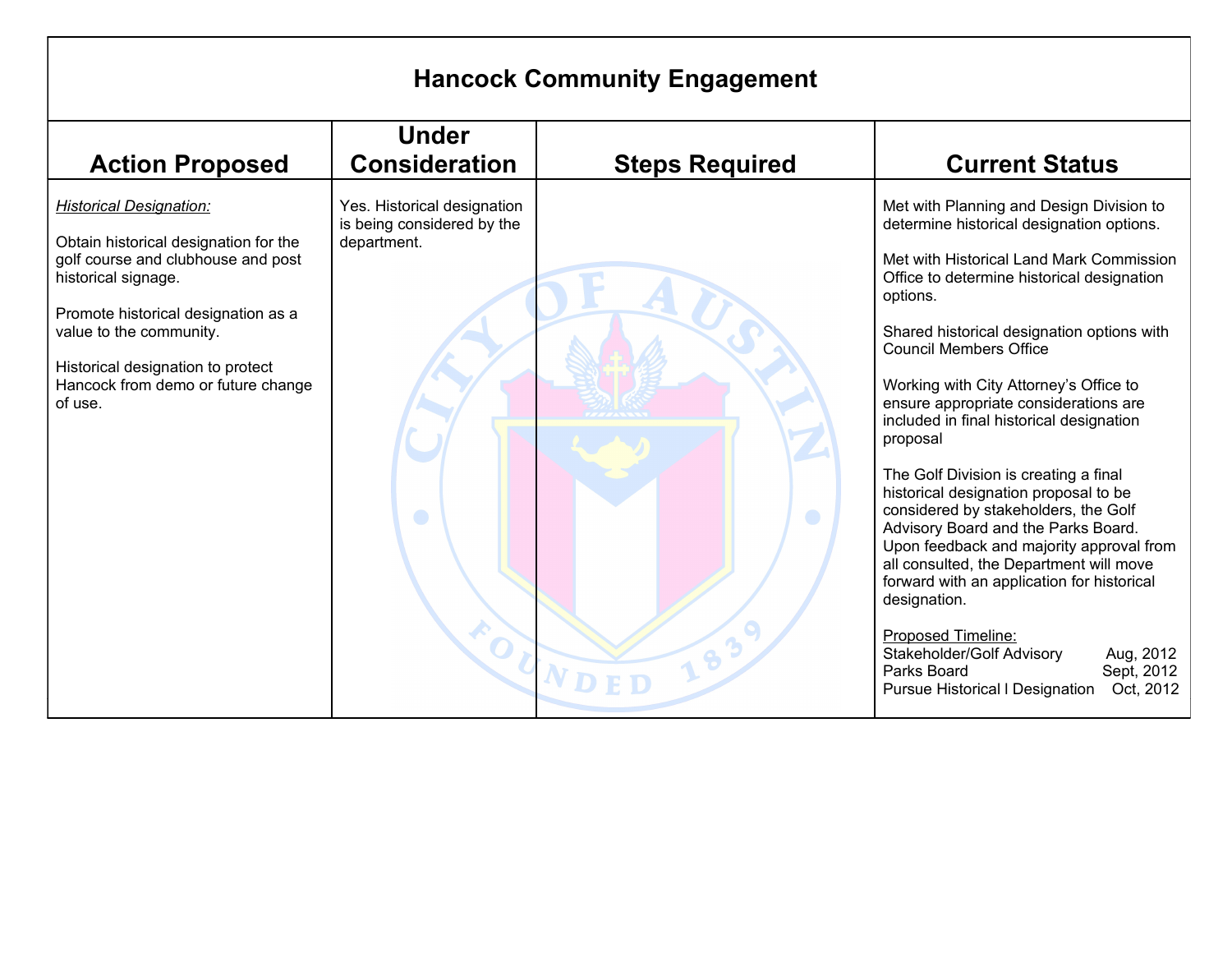# Hancock Community Engagement

| Action Proposed | Under Consideration | Steps Required | Current Status |
|---|---|---|---|
| ***Historical Designation:***<br><br>Obtain historical designation for the golf course and clubhouse and post historical signage.<br><br>Promote historical designation as a value to the community.<br><br>Historical designation to protect Hancock from demo or future change of use. | Yes. Historical designation is being considered by the department. | | Met with Planning and Design Division to determine historical designation options.<br><br>Met with Historical Land Mark Commission Office to determine historical designation options.<br><br>Shared historical designation options with Council Members Office<br><br>Working with City Attorney's Office to ensure appropriate considerations are included in final historical designation proposal<br><br>The Golf Division is creating a final historical designation proposal to be considered by stakeholders, the Golf Advisory Board and the Parks Board. Upon feedback and majority approval from all consulted, the Department will move forward with an application for historical designation.<br><br><u>Proposed Timeline:</u><br>Stakeholder/Golf Advisory Aug, 2012<br>Parks Board Sept, 2012<br>Pursue Historical l Designation Oct, 2012 |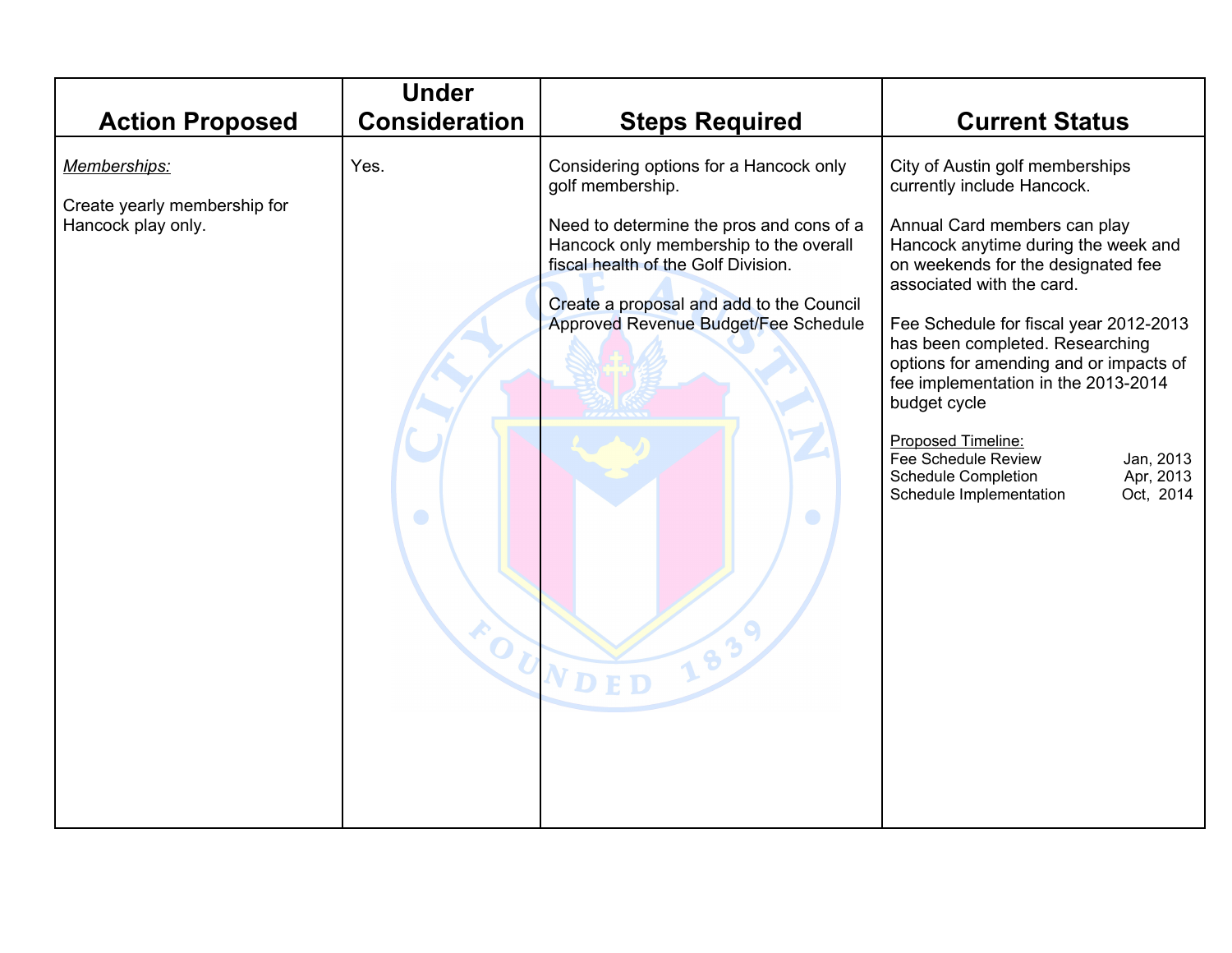| Action Proposed | Under Consideration | Steps Required | Current Status |
|---|---|---|---|
| *Memberships:*<br><br>Create yearly membership for Hancock play only. | Yes. | Considering options for a Hancock only golf membership.<br><br>Need to determine the pros and cons of a Hancock only membership to the overall fiscal health of the Golf Division.<br><br>Create a proposal and add to the Council Approved Revenue Budget/Fee Schedule | City of Austin golf memberships currently include Hancock.<br><br>Annual Card members can play Hancock anytime during the week and on weekends for the designated fee associated with the card.<br><br>Fee Schedule for fiscal year 2012-2013 has been completed. Researching options for amending and or impacts of fee implementation in the 2013-2014 budget cycle<br><br>Proposed Timeline:<br>Fee Schedule Review Jan, 2013<br>Schedule Completion Apr, 2013<br>Schedule Implementation Oct, 2014 |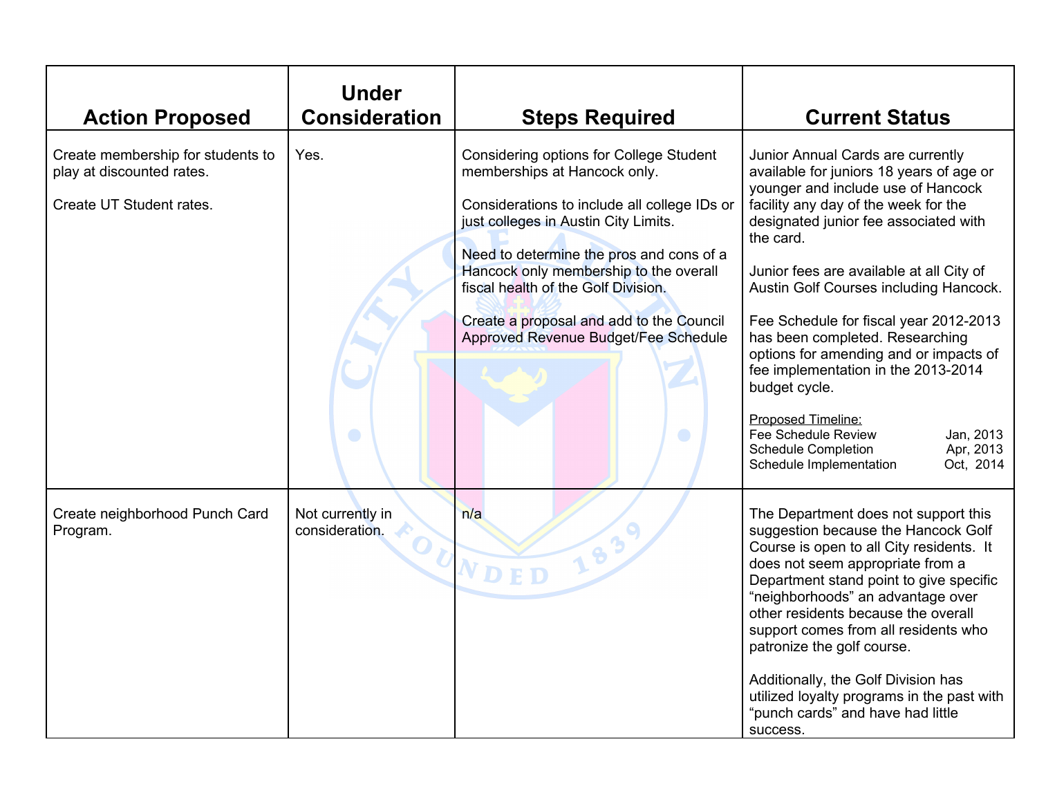| Action Proposed | Under Consideration | Steps Required | Current Status |
|---|---|---|---|
| Create membership for students to play at discounted rates.<br><br>Create UT Student rates. | Yes. | Considering options for College Student memberships at Hancock only.<br><br>Considerations to include all college IDs or just colleges in Austin City Limits.<br><br>Need to determine the pros and cons of a Hancock only membership to the overall fiscal health of the Golf Division.<br><br>Create a proposal and add to the Council Approved Revenue Budget/Fee Schedule | Junior Annual Cards are currently available for juniors 18 years of age or younger and include use of Hancock facility any day of the week for the designated junior fee associated with the card.<br><br>Junior fees are available at all City of Austin Golf Courses including Hancock.<br><br>Fee Schedule for fiscal year 2012-2013 has been completed. Researching options for amending and or impacts of fee implementation in the 2013-2014 budget cycle.<br><br><u>Proposed Timeline:</u><br>Fee Schedule Review Jan, 2013<br>Schedule Completion Apr, 2013<br>Schedule Implementation Oct, 2014 |
| Create neighborhood Punch Card Program. | Not currently in consideration. | n/a | The Department does not support this suggestion because the Hancock Golf Course is open to all City residents. It does not seem appropriate from a Department stand point to give specific "neighborhoods" an advantage over other residents because the overall support comes from all residents who patronize the golf course.<br><br>Additionally, the Golf Division has utilized loyalty programs in the past with "punch cards" and have had little success. |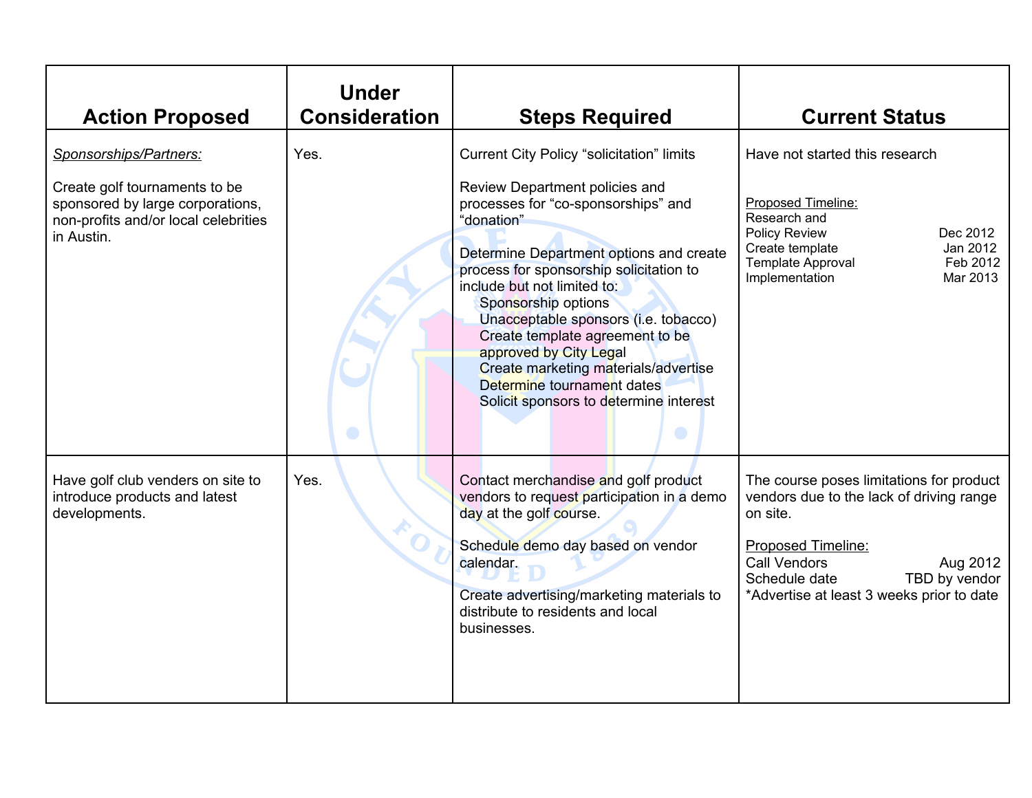| Action Proposed | Under Consideration | Steps Required | Current Status |
|---|---|---|---|
| *Sponsorships/Partners:*<br><br>Create golf tournaments to be sponsored by large corporations, non-profits and/or local celebrities in Austin. | Yes. | Current City Policy "solicitation" limits<br><br>Review Department policies and processes for "co-sponsorships" and "donation"<br><br>Determine Department options and create process for sponsorship solicitation to include but not limited to:<br>Sponsorship options<br>Unacceptable sponsors (i.e. tobacco)<br>Create template agreement to be approved by City Legal<br>Create marketing materials/advertise<br>Determine tournament dates<br>Solicit sponsors to determine interest | Have not started this research<br><br>Proposed Timeline:<br>Research and Policy Review Dec 2012<br>Create template Jan 2012<br>Template Approval Feb 2012<br>Implementation Mar 2013 |
| Have golf club venders on site to introduce products and latest developments. | Yes. | Contact merchandise and golf product vendors to request participation in a demo day at the golf course.<br><br>Schedule demo day based on vendor calendar.<br><br>Create advertising/marketing materials to distribute to residents and local businesses. | The course poses limitations for product vendors due to the lack of driving range on site.<br><br>Proposed Timeline:<br>Call Vendors Aug 2012<br>Schedule date TBD by vendor<br>*Advertise at least 3 weeks prior to date |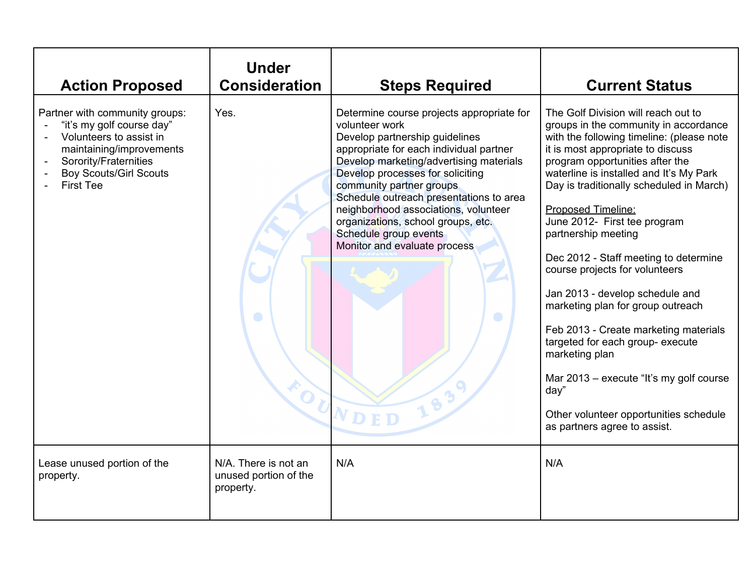| Action Proposed | Under Consideration | Steps Required | Current Status |
|---|---|---|---|
| Partner with community groups:<br>- "it's my golf course day"<br>- Volunteers to assist in maintaining/improvements<br>- Sorority/Fraternities<br>- Boy Scouts/Girl Scouts<br>- First Tee | Yes. | Determine course projects appropriate for volunteer work<br>Develop partnership guidelines appropriate for each individual partner<br>Develop marketing/advertising materials<br>Develop processes for soliciting community partner groups<br>Schedule outreach presentations to area neighborhood associations, volunteer organizations, school groups, etc.<br>Schedule group events<br>Monitor and evaluate process | The Golf Division will reach out to groups in the community in accordance with the following timeline: (please note it is most appropriate to discuss program opportunities after the waterline is installed and It's My Park Day is traditionally scheduled in March)<br><br>Proposed Timeline:<br>June 2012- First tee program partnership meeting<br><br>Dec 2012 - Staff meeting to determine course projects for volunteers<br><br>Jan 2013 - develop schedule and marketing plan for group outreach<br><br>Feb 2013 - Create marketing materials targeted for each group- execute marketing plan<br><br>Mar 2013 – execute "It's my golf course day"<br><br>Other volunteer opportunities schedule as partners agree to assist. |
| Lease unused portion of the property. | N/A. There is not an unused portion of the property. | N/A | N/A |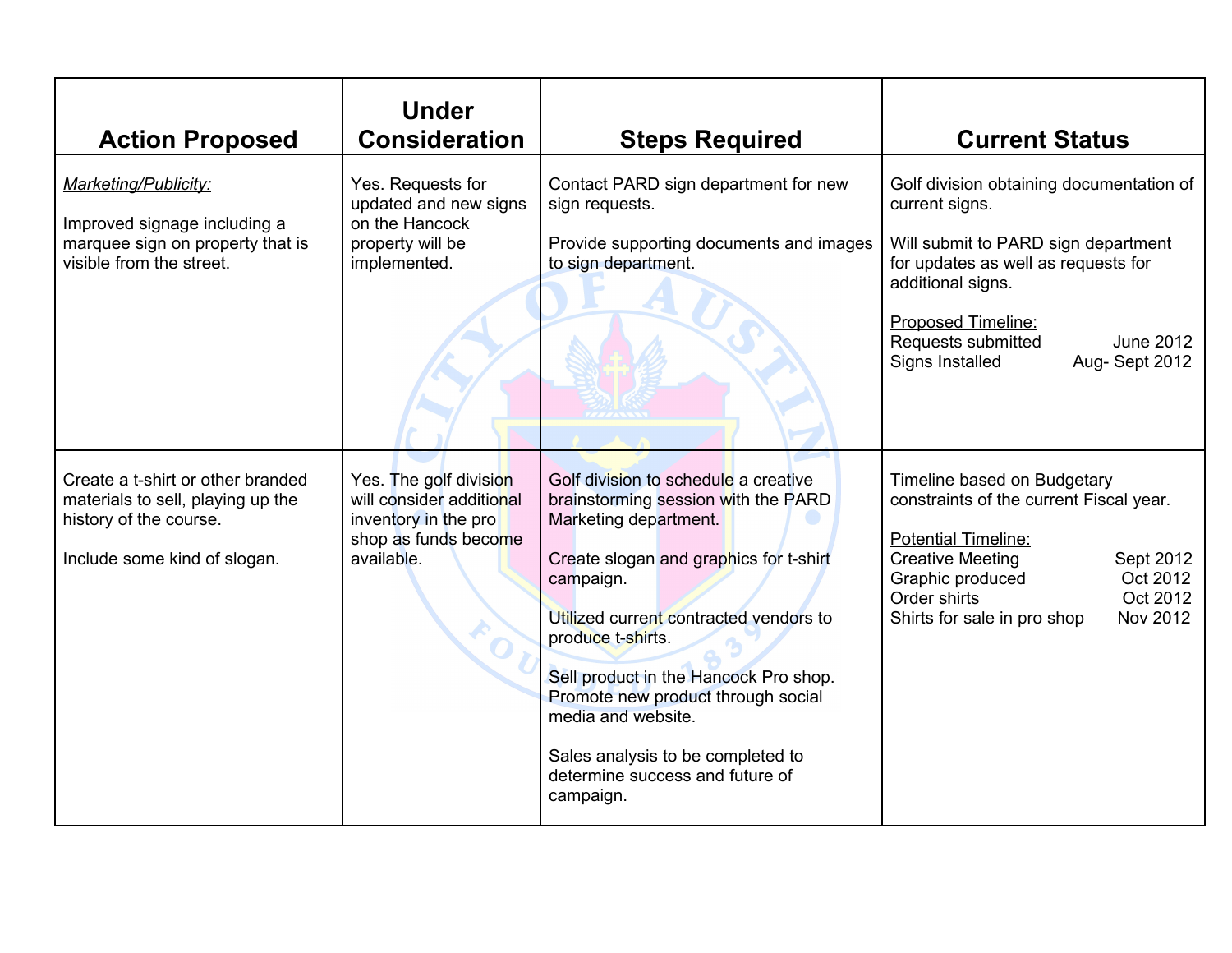| Action Proposed | Under Consideration | Steps Required | Current Status |
|---|---|---|---|
| *Marketing/Publicity:*<br><br>Improved signage including a marquee sign on property that is visible from the street. | Yes. Requests for updated and new signs on the Hancock property will be implemented. | Contact PARD sign department for new sign requests.<br><br>Provide supporting documents and images to sign department. | Golf division obtaining documentation of current signs.<br><br>Will submit to PARD sign department for updates as well as requests for additional signs.<br><br>Proposed Timeline:<br>Requests submitted June 2012<br>Signs Installed Aug- Sept 2012 |
| Create a t-shirt or other branded materials to sell, playing up the history of the course.<br><br>Include some kind of slogan. | Yes. The golf division will consider additional inventory in the pro shop as funds become available. | Golf division to schedule a creative brainstorming session with the PARD Marketing department.<br><br>Create slogan and graphics for t-shirt campaign.<br><br>Utilized current contracted vendors to produce t-shirts.<br><br>Sell product in the Hancock Pro shop. Promote new product through social media and website.<br><br>Sales analysis to be completed to determine success and future of campaign. | Timeline based on Budgetary constraints of the current Fiscal year.<br><br>Potential Timeline:<br>Creative Meeting Sept 2012<br>Graphic produced Oct 2012<br>Order shirts Oct 2012<br>Shirts for sale in pro shop Nov 2012 |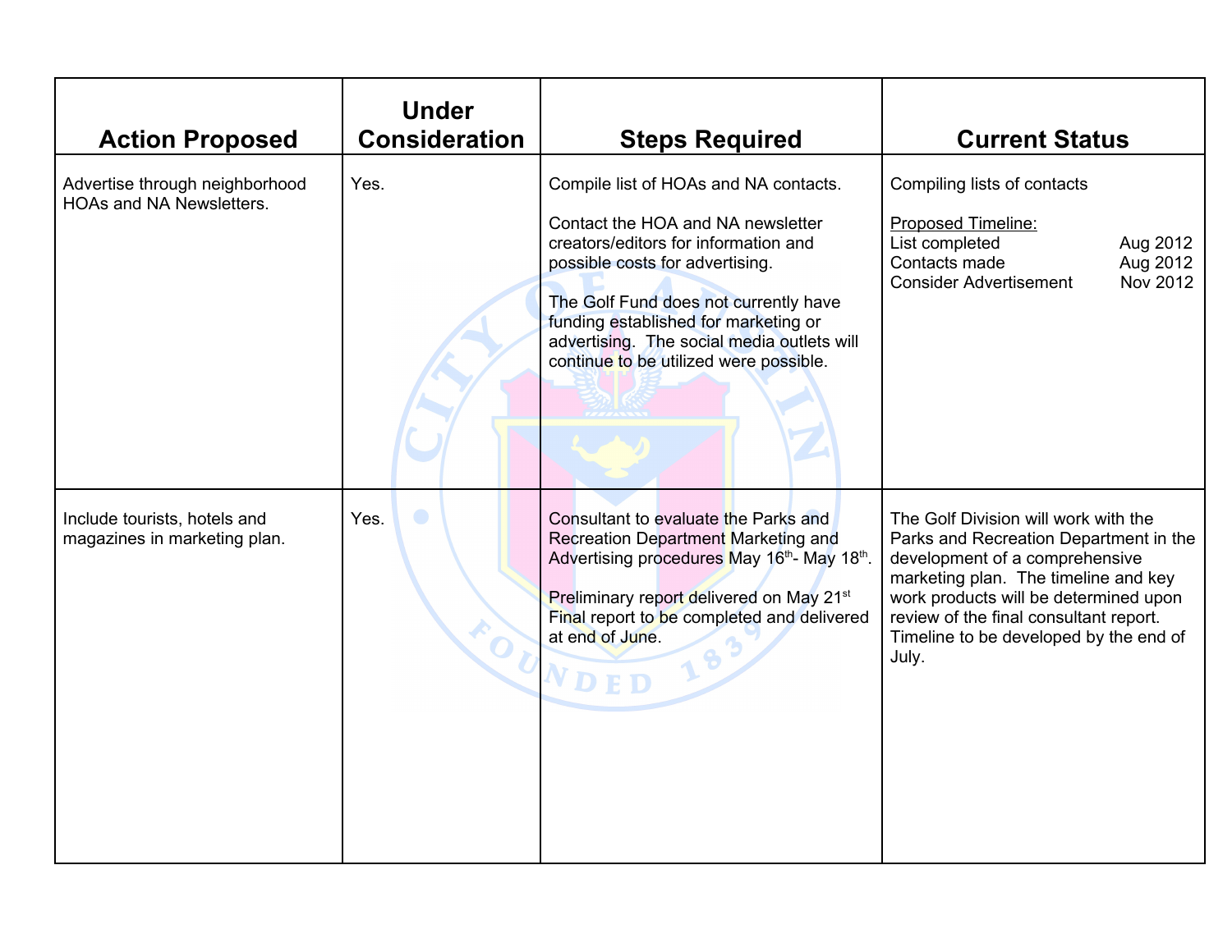| Action Proposed | Under Consideration | Steps Required | Current Status |
|---|---|---|---|
| Advertise through neighborhood HOAs and NA Newsletters. | Yes. | Compile list of HOAs and NA contacts.<br><br>Contact the HOA and NA newsletter creators/editors for information and possible costs for advertising.<br><br>The Golf Fund does not currently have funding established for marketing or advertising. The social media outlets will continue to be utilized were possible. | Compiling lists of contacts<br><br>Proposed Timeline:<br>List completed Aug 2012<br>Contacts made Aug 2012<br>Consider Advertisement Nov 2012 |
| Include tourists, hotels and magazines in marketing plan. | Yes. | Consultant to evaluate the Parks and Recreation Department Marketing and Advertising procedures May 16th- May 18th.<br><br>Preliminary report delivered on May 21st Final report to be completed and delivered at end of June. | The Golf Division will work with the Parks and Recreation Department in the development of a comprehensive marketing plan. The timeline and key work products will be determined upon review of the final consultant report. Timeline to be developed by the end of July. |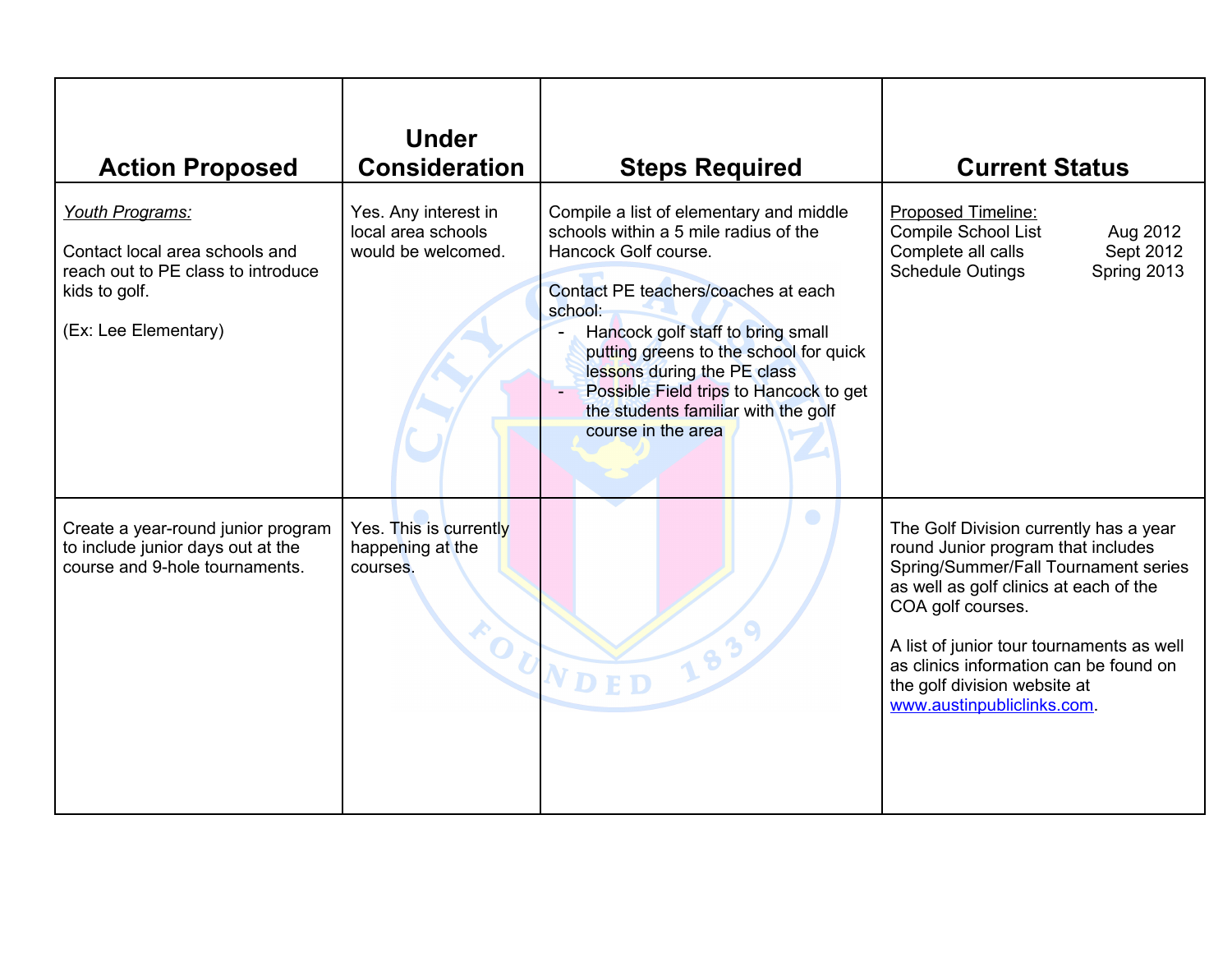| Action Proposed | Under Consideration | Steps Required | Current Status |
| --- | --- | --- | --- |
| *Youth Programs:*<br><br>Contact local area schools and reach out to PE class to introduce kids to golf.<br><br>(Ex: Lee Elementary) | Yes. Any interest in local area schools would be welcomed. | Compile a list of elementary and middle schools within a 5 mile radius of the Hancock Golf course.<br><br>Contact PE teachers/coaches at each school:<br>- Hancock golf staff to bring small putting greens to the school for quick lessons during the PE class<br>- Possible Field trips to Hancock to get the students familiar with the golf course in the area | Proposed Timeline:<br>Compile School List Aug 2012<br>Complete all calls Sept 2012<br>Schedule Outings Spring 2013 |
| Create a year-round junior program to include junior days out at the course and 9-hole tournaments. | Yes. This is currently happening at the courses. | | The Golf Division currently has a year round Junior program that includes Spring/Summer/Fall Tournament series as well as golf clinics at each of the COA golf courses.<br><br>A list of junior tour tournaments as well as clinics information can be found on the golf division website at www.austinpubliclinks.com. |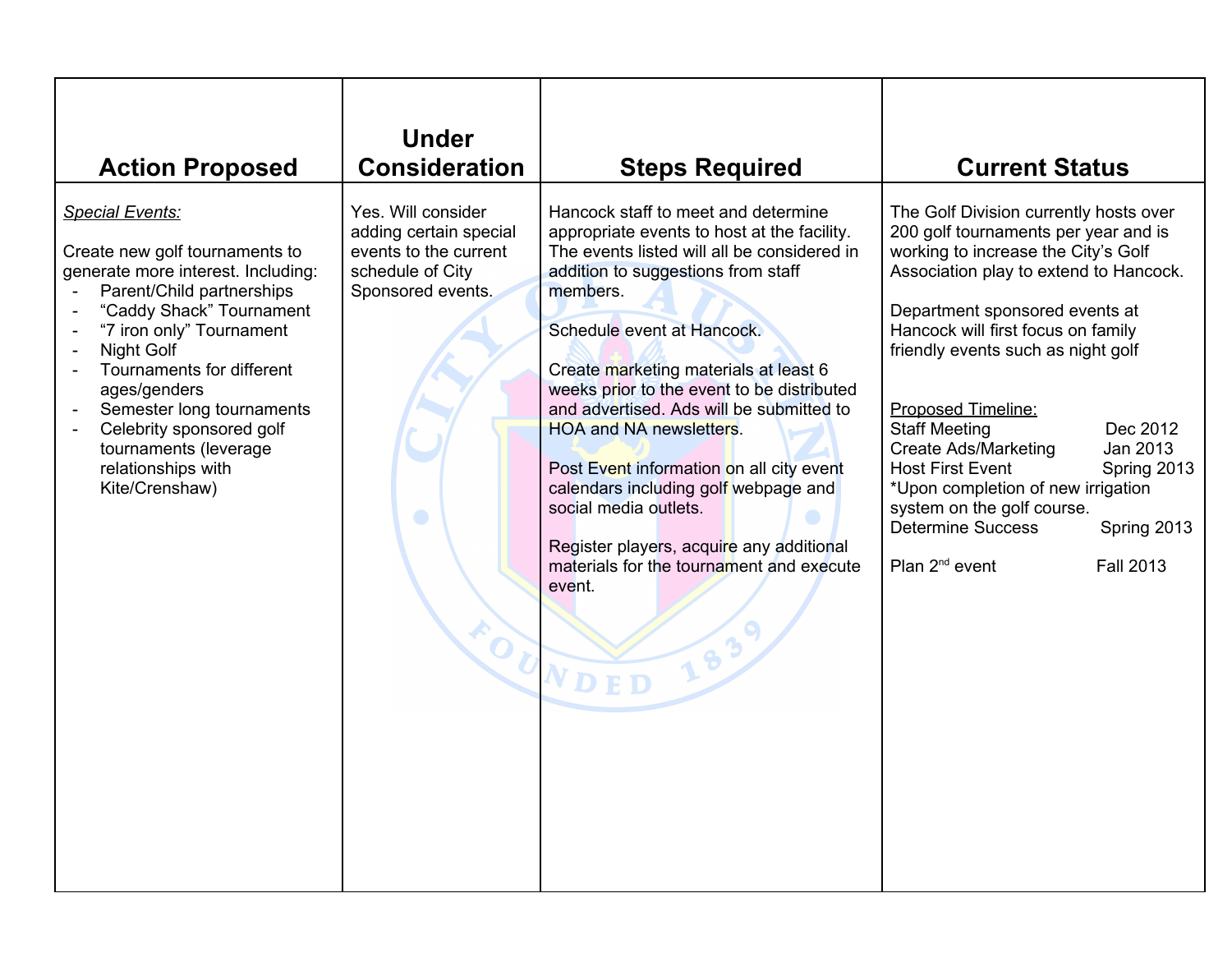| Action Proposed | Under Consideration | Steps Required | Current Status |
|---|---|---|---|
| *Special Events:*<br><br>Create new golf tournaments to generate more interest. Including:<br>- Parent/Child partnerships<br>- "Caddy Shack" Tournament<br>- "7 iron only" Tournament<br>- Night Golf<br>- Tournaments for different ages/genders<br>- Semester long tournaments<br>- Celebrity sponsored golf tournaments (leverage relationships with Kite/Crenshaw) | Yes. Will consider adding certain special events to the current schedule of City Sponsored events. | Hancock staff to meet and determine appropriate events to host at the facility. The events listed will all be considered in addition to suggestions from staff members.<br><br>Schedule event at Hancock.<br><br>Create marketing materials at least 6 weeks prior to the event to be distributed and advertised. Ads will be submitted to HOA and NA newsletters.<br><br>Post Event information on all city event calendars including golf webpage and social media outlets.<br><br>Register players, acquire any additional materials for the tournament and execute event. | The Golf Division currently hosts over 200 golf tournaments per year and is working to increase the City's Golf Association play to extend to Hancock.<br><br>Department sponsored events at Hancock will first focus on family friendly events such as night golf<br><br><u>Proposed Timeline:</u><br>Staff Meeting Dec 2012<br>Create Ads/Marketing Jan 2013<br>Host First Event Spring 2013<br>*Upon completion of new irrigation system on the golf course.<br>Determine Success Spring 2013<br><br>Plan 2nd event Fall 2013 |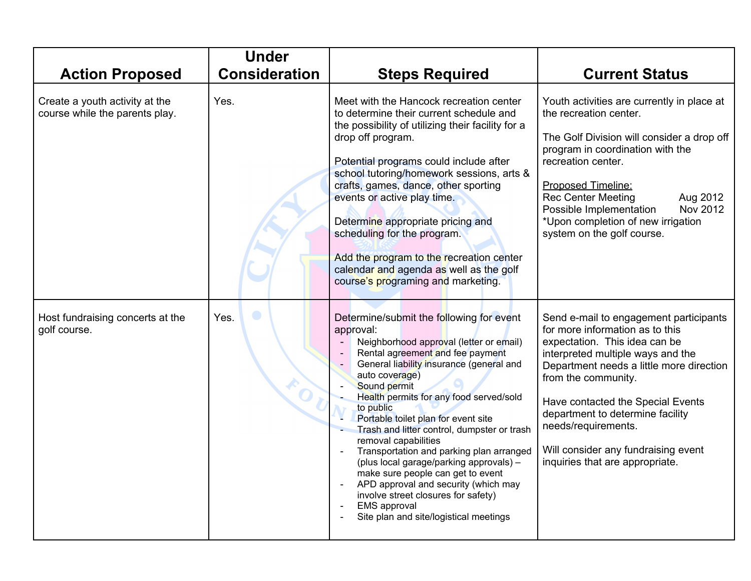| Action Proposed | Under Consideration | Steps Required | Current Status |
|---|---|---|---|
| Create a youth activity at the course while the parents play. | Yes. | Meet with the Hancock recreation center to determine their current schedule and the possibility of utilizing their facility for a drop off program.<br><br>Potential programs could include after school tutoring/homework sessions, arts & crafts, games, dance, other sporting events or active play time.<br><br>Determine appropriate pricing and scheduling for the program.<br><br>Add the program to the recreation center calendar and agenda as well as the golf course's programing and marketing. | Youth activities are currently in place at the recreation center.<br><br>The Golf Division will consider a drop off program in coordination with the recreation center.<br><br><u>Proposed Timeline:</u><br>Rec Center Meeting Aug 2012<br>Possible Implementation Nov 2012<br>*Upon completion of new irrigation system on the golf course. |
| Host fundraising concerts at the golf course. | Yes. | Determine/submit the following for event approval:<br>- Neighborhood approval (letter or email)<br>- Rental agreement and fee payment<br>- General liability insurance (general and auto coverage)<br>- Sound permit<br>- Health permits for any food served/sold to public<br>- Portable toilet plan for event site<br>- Trash and litter control, dumpster or trash removal capabilities<br>- Transportation and parking plan arranged (plus local garage/parking approvals) – make sure people can get to event<br>- APD approval and security (which may involve street closures for safety)<br>- EMS approval<br>- Site plan and site/logistical meetings | Send e-mail to engagement participants for more information as to this expectation. This idea can be interpreted multiple ways and the Department needs a little more direction from the community.<br><br>Have contacted the Special Events department to determine facility needs/requirements.<br><br>Will consider any fundraising event inquiries that are appropriate. |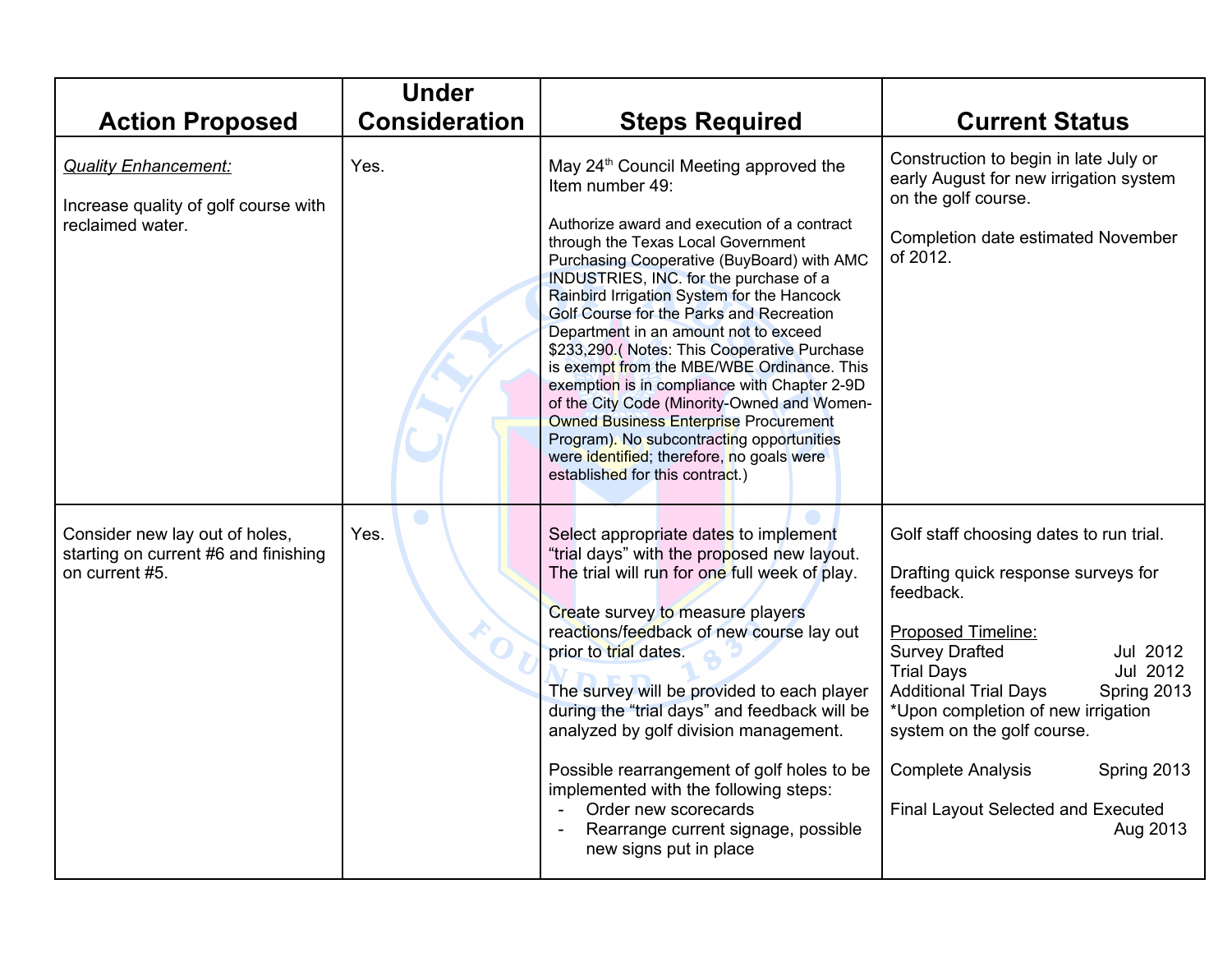| Action Proposed | Under Consideration | Steps Required | Current Status |
|---|---|---|---|
| <u>*Quality Enhancement:*</u><br><br>Increase quality of golf course with reclaimed water. | Yes. | May 24th Council Meeting approved the Item number 49:<br><br>Authorize award and execution of a contract through the Texas Local Government Purchasing Cooperative (BuyBoard) with AMC INDUSTRIES, INC. for the purchase of a Rainbird Irrigation System for the Hancock Golf Course for the Parks and Recreation Department in an amount not to exceed $233,290.( Notes: This Cooperative Purchase is exempt from the MBE/WBE Ordinance. This exemption is in compliance with Chapter 2-9D of the City Code (Minority-Owned and Women-Owned Business Enterprise Procurement Program). No subcontracting opportunities were identified; therefore, no goals were established for this contract.) | Construction to begin in late July or early August for new irrigation system on the golf course.<br><br>Completion date estimated November of 2012. |
| Consider new lay out of holes, starting on current #6 and finishing on current #5. | Yes. | Select appropriate dates to implement "trial days" with the proposed new layout. The trial will run for one full week of play.<br><br>Create survey to measure players reactions/feedback of new course lay out prior to trial dates.<br><br>The survey will be provided to each player during the "trial days" and feedback will be analyzed by golf division management.<br><br>Possible rearrangement of golf holes to be implemented with the following steps:<br>- Order new scorecards<br>- Rearrange current signage, possible new signs put in place | Golf staff choosing dates to run trial.<br><br>Drafting quick response surveys for feedback.<br><br><u>Proposed Timeline:</u><br>Survey Drafted Jul 2012<br>Trial Days Jul 2012<br>Additional Trial Days Spring 2013<br>*Upon completion of new irrigation system on the golf course.<br><br>Complete Analysis Spring 2013<br><br>Final Layout Selected and Executed Aug 2013 |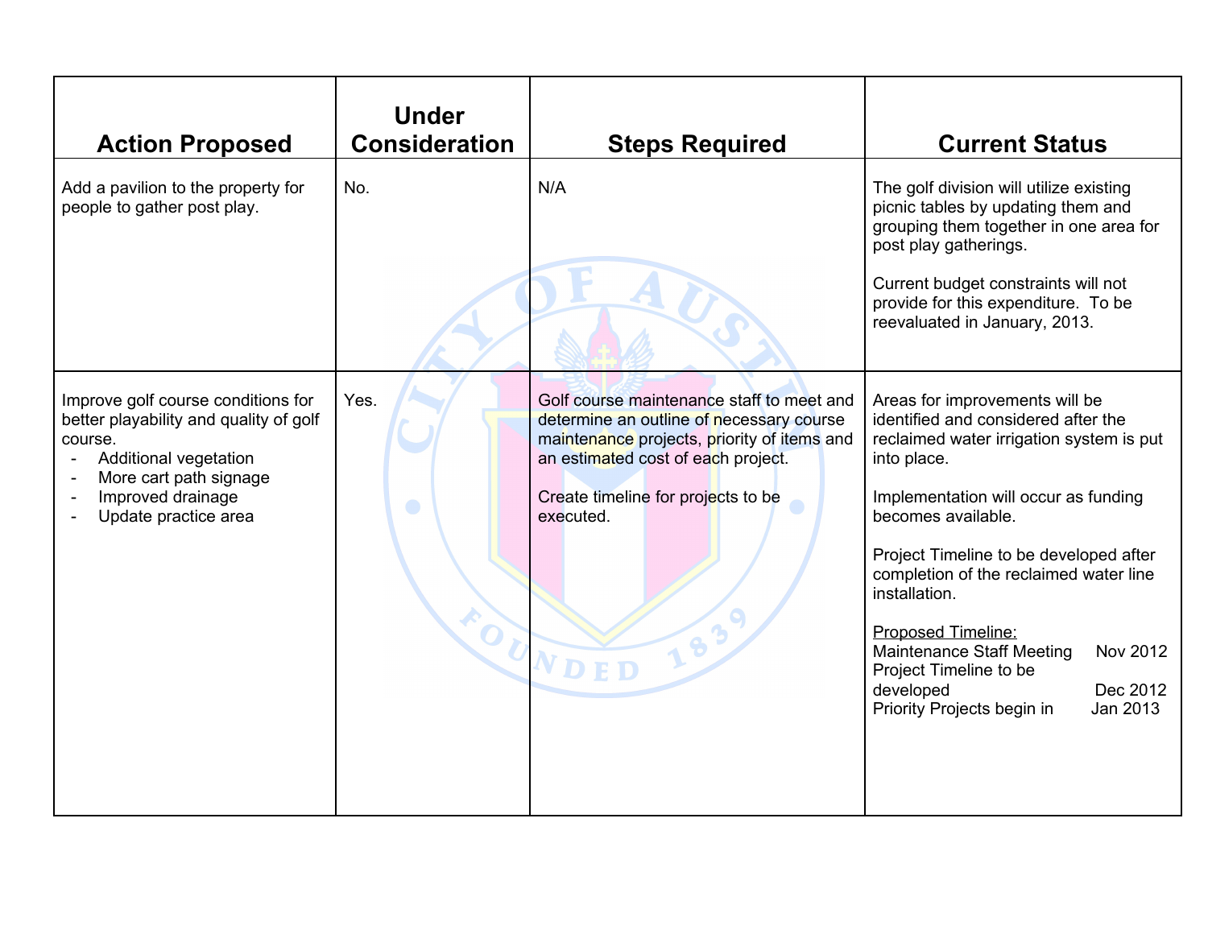| Action Proposed | Under Consideration | Steps Required | Current Status |
|---|---|---|---|
| Add a pavilion to the property for people to gather post play. | No. | N/A | The golf division will utilize existing picnic tables by updating them and grouping them together in one area for post play gatherings.<br><br>Current budget constraints will not provide for this expenditure. To be reevaluated in January, 2013. |
| Improve golf course conditions for better playability and quality of golf course.<br>- Additional vegetation<br>- More cart path signage<br>- Improved drainage<br>- Update practice area | Yes. | Golf course maintenance staff to meet and determine an outline of necessary course maintenance projects, priority of items and an estimated cost of each project.<br><br>Create timeline for projects to be executed. | Areas for improvements will be identified and considered after the reclaimed water irrigation system is put into place.<br><br>Implementation will occur as funding becomes available.<br><br>Project Timeline to be developed after completion of the reclaimed water line installation.<br><br><u>Proposed Timeline:</u><br>Maintenance Staff Meeting Nov 2012<br>Project Timeline to be developed Dec 2012<br>Priority Projects begin in Jan 2013 |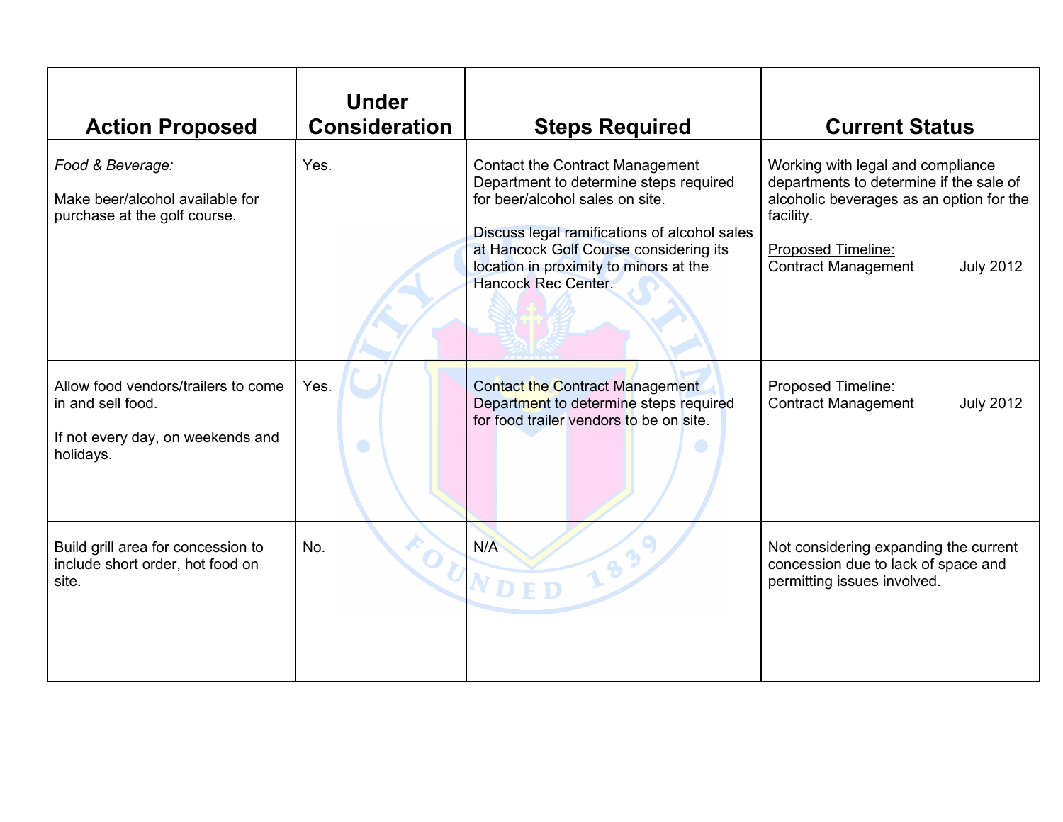| Action Proposed | Under Consideration | Steps Required | Current Status |
|---|---|---|---|
| *Food & Beverage:*<br><br>Make beer/alcohol available for purchase at the golf course. | Yes. | Contact the Contract Management Department to determine steps required for beer/alcohol sales on site.<br><br>Discuss legal ramifications of alcohol sales at Hancock Golf Course considering its location in proximity to minors at the Hancock Rec Center. | Working with legal and compliance departments to determine if the sale of alcoholic beverages as an option for the facility.<br><br>Proposed Timeline:<br>Contract Management July 2012 |
| Allow food vendors/trailers to come in and sell food.<br><br>If not every day, on weekends and holidays. | Yes. | Contact the Contract Management Department to determine steps required for food trailer vendors to be on site. | Proposed Timeline:<br>Contract Management July 2012 |
| Build grill area for concession to include short order, hot food on site. | No. | N/A | Not considering expanding the current concession due to lack of space and permitting issues involved. |